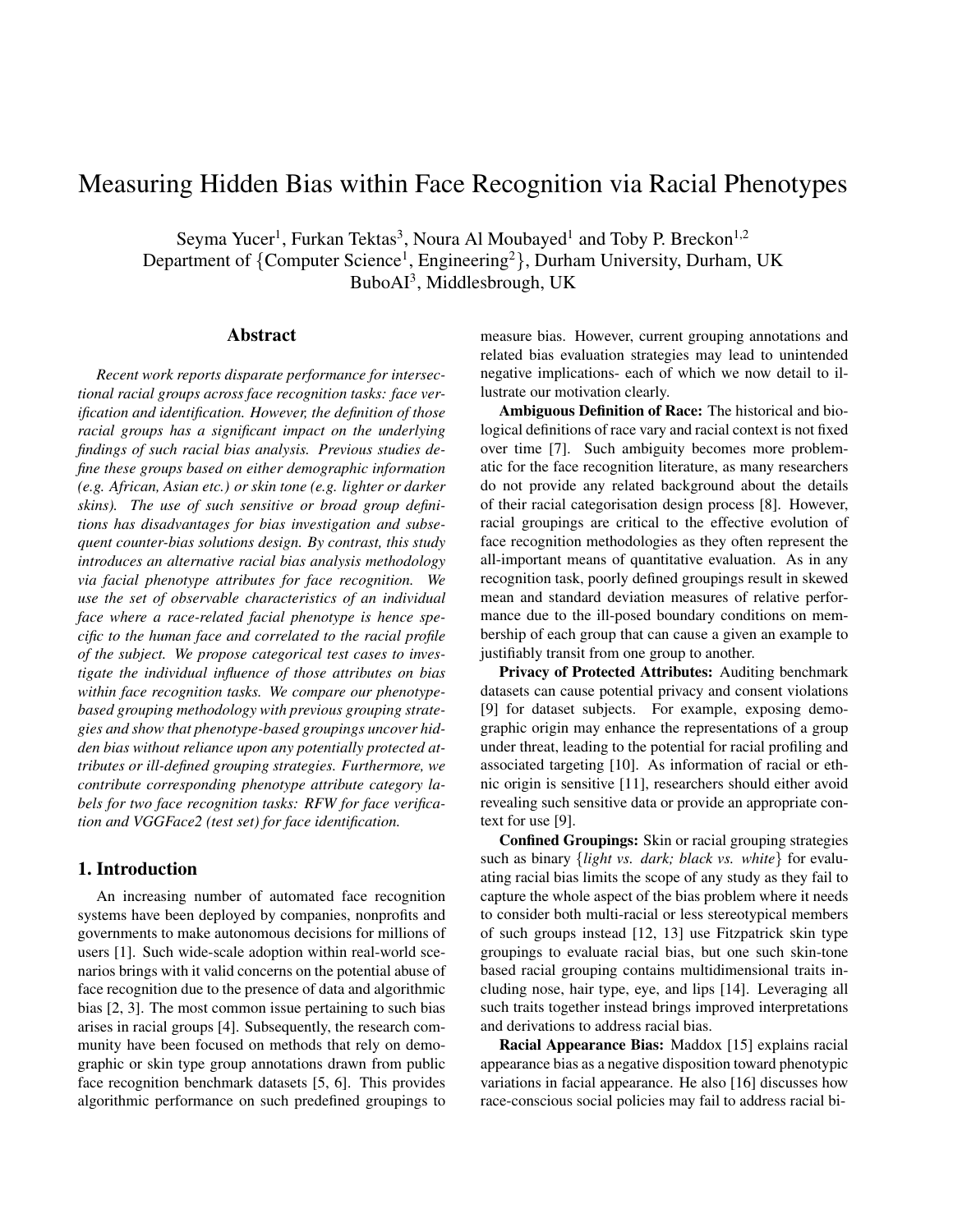# Measuring Hidden Bias within Face Recognition via Racial Phenotypes

Seyma Yucer[1], Furkan Tektas[3], Noura Al Moubayed[1] and Toby P. Breckon[1,2]
Department of {Computer Science[1], Engineering[2]}, Durham University, Durham, UK
BuboAI[3], Middlesbrough, UK

## Abstract

*Recent work reports disparate performance for intersectional racial groups across face recognition tasks: face verification and identification. However, the definition of those racial groups has a significant impact on the underlying findings of such racial bias analysis. Previous studies define these groups based on either demographic information (e.g. African, Asian etc.) or skin tone (e.g. lighter or darker skins). The use of such sensitive or broad group definitions has disadvantages for bias investigation and subsequent counter-bias solutions design. By contrast, this study introduces an alternative racial bias analysis methodology via facial phenotype attributes for face recognition. We use the set of observable characteristics of an individual face where a race-related facial phenotype is hence specific to the human face and correlated to the racial profile of the subject. We propose categorical test cases to investigate the individual influence of those attributes on bias within face recognition tasks. We compare our phenotype-based grouping methodology with previous grouping strategies and show that phenotype-based groupings uncover hidden bias without reliance upon any potentially protected attributes or ill-defined grouping strategies. Furthermore, we contribute corresponding phenotype attribute category labels for two face recognition tasks: RFW for face verification and VGGFace2 (test set) for face identification.*

## 1. Introduction

An increasing number of automated face recognition systems have been deployed by companies, nonprofits and governments to make autonomous decisions for millions of users [1]. Such wide-scale adoption within real-world scenarios brings with it valid concerns on the potential abuse of face recognition due to the presence of data and algorithmic bias [2, 3]. The most common issue pertaining to such bias arises in racial groups [4]. Subsequently, the research community have been focused on methods that rely on demographic or skin type group annotations drawn from public face recognition benchmark datasets [5, 6]. This provides algorithmic performance on such predefined groupings to measure bias. However, current grouping annotations and related bias evaluation strategies may lead to unintended negative implications- each of which we now detail to illustrate our motivation clearly.

**Ambiguous Definition of Race:** The historical and biological definitions of race vary and racial context is not fixed over time [7]. Such ambiguity becomes more problematic for the face recognition literature, as many researchers do not provide any related background about the details of their racial categorisation design process [8]. However, racial groupings are critical to the effective evolution of face recognition methodologies as they often represent the all-important means of quantitative evaluation. As in any recognition task, poorly defined groupings result in skewed mean and standard deviation measures of relative performance due to the ill-posed boundary conditions on membership of each group that can cause a given an example to justifiably transit from one group to another.

**Privacy of Protected Attributes:** Auditing benchmark datasets can cause potential privacy and consent violations [9] for dataset subjects. For example, exposing demographic origin may enhance the representations of a group under threat, leading to the potential for racial profiling and associated targeting [10]. As information of racial or ethnic origin is sensitive [11], researchers should either avoid revealing such sensitive data or provide an appropriate context for use [9].

**Confined Groupings:** Skin or racial grouping strategies such as binary {*light vs. dark; black vs. white*} for evaluating racial bias limits the scope of any study as they fail to capture the whole aspect of the bias problem where it needs to consider both multi-racial or less stereotypical members of such groups instead [12, 13] use Fitzpatrick skin type groupings to evaluate racial bias, but one such skin-tone based racial grouping contains multidimensional traits including nose, hair type, eye, and lips [14]. Leveraging all such traits together instead brings improved interpretations and derivations to address racial bias.

**Racial Appearance Bias:** Maddox [15] explains racial appearance bias as a negative disposition toward phenotypic variations in facial appearance. He also [16] discusses how race-conscious social policies may fail to address racial bi-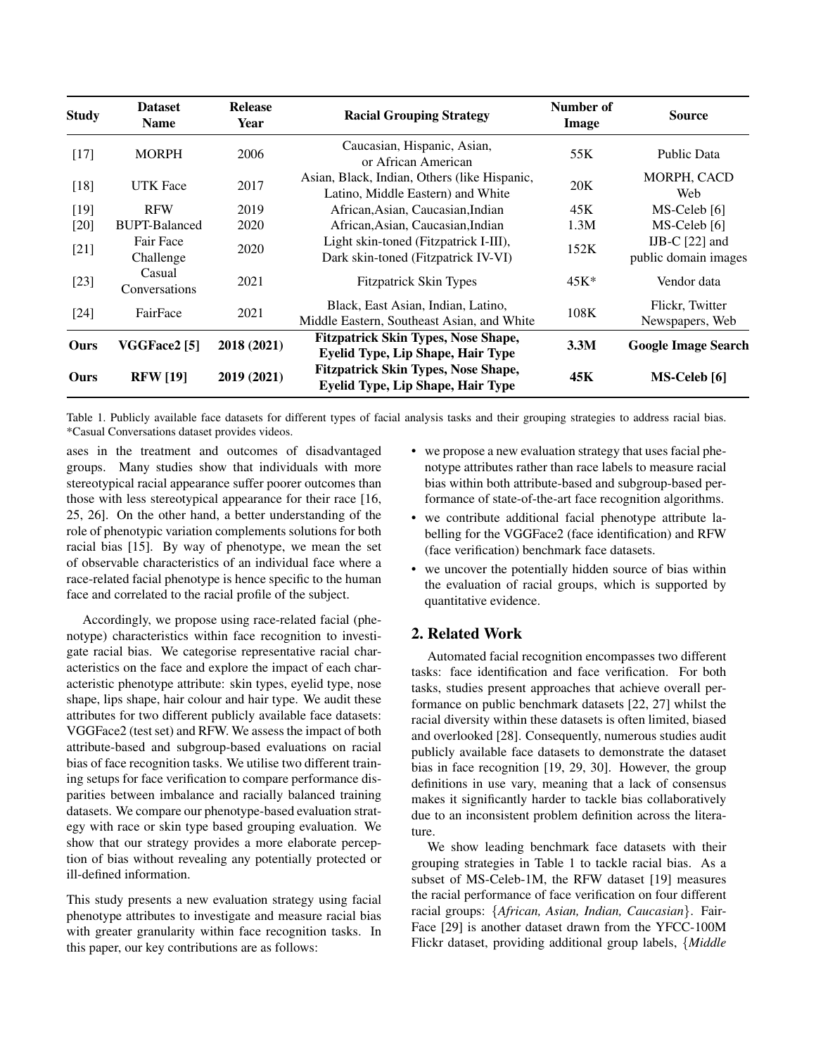| Study | Dataset Name | Release Year | Racial Grouping Strategy | Number of Image | Source |
|---|---|---|---|---|---|
| [17] | MORPH | 2006 | Caucasian, Hispanic, Asian, or African American | 55K | Public Data |
| [18] | UTK Face | 2017 | Asian, Black, Indian, Others (like Hispanic, Latino, Middle Eastern) and White | 20K | MORPH, CACD Web |
| [19] | RFW | 2019 | African,Asian, Caucasian,Indian | 45K | MS-Celeb [6] |
| [20] | BUPT-Balanced | 2020 | African,Asian, Caucasian,Indian | 1.3M | MS-Celeb [6] |
| [21] | Fair Face Challenge | 2020 | Light skin-toned (Fitzpatrick I-III), Dark skin-toned (Fitzpatrick IV-VI) | 152K | IJB-C [22] and public domain images |
| [23] | Casual Conversations | 2021 | Fitzpatrick Skin Types | 45K* | Vendor data |
| [24] | FairFace | 2021 | Black, East Asian, Indian, Latino, Middle Eastern, Southeast Asian, and White | 108K | Flickr, Twitter Newspapers, Web |
| **Ours** | **VGGFace2 [5]** | **2018 (2021)** | **Fitzpatrick Skin Types, Nose Shape, Eyelid Type, Lip Shape, Hair Type** | **3.3M** | **Google Image Search** |
| **Ours** | **RFW [19]** | **2019 (2021)** | **Fitzpatrick Skin Types, Nose Shape, Eyelid Type, Lip Shape, Hair Type** | **45K** | **MS-Celeb [6]** |

Table 1. Publicly available face datasets for different types of facial analysis tasks and their grouping strategies to address racial bias. *Casual Conversations dataset provides videos.

ases in the treatment and outcomes of disadvantaged groups. Many studies show that individuals with more stereotypical racial appearance suffer poorer outcomes than those with less stereotypical appearance for their race [16, 25, 26]. On the other hand, a better understanding of the role of phenotypic variation complements solutions for both racial bias [15]. By way of phenotype, we mean the set of observable characteristics of an individual face where a race-related facial phenotype is hence specific to the human face and correlated to the racial profile of the subject.

Accordingly, we propose using race-related facial (phenotype) characteristics within face recognition to investigate racial bias. We categorise representative racial characteristics on the face and explore the impact of each characteristic phenotype attribute: skin types, eyelid type, nose shape, lips shape, hair colour and hair type. We audit these attributes for two different publicly available face datasets: VGGFace2 (test set) and RFW. We assess the impact of both attribute-based and subgroup-based evaluations on racial bias of face recognition tasks. We utilise two different training setups for face verification to compare performance disparities between imbalance and racially balanced training datasets. We compare our phenotype-based evaluation strategy with race or skin type based grouping evaluation. We show that our strategy provides a more elaborate perception of bias without revealing any potentially protected or ill-defined information.

This study presents a new evaluation strategy using facial phenotype attributes to investigate and measure racial bias with greater granularity within face recognition tasks. In this paper, our key contributions are as follows:

- we propose a new evaluation strategy that uses facial phenotype attributes rather than race labels to measure racial bias within both attribute-based and subgroup-based performance of state-of-the-art face recognition algorithms.
- we contribute additional facial phenotype attribute labelling for the VGGFace2 (face identification) and RFW (face verification) benchmark face datasets.
- we uncover the potentially hidden source of bias within the evaluation of racial groups, which is supported by quantitative evidence.

## 2. Related Work

Automated facial recognition encompasses two different tasks: face identification and face verification. For both tasks, studies present approaches that achieve overall performance on public benchmark datasets [22, 27] whilst the racial diversity within these datasets is often limited, biased and overlooked [28]. Consequently, numerous studies audit publicly available face datasets to demonstrate the dataset bias in face recognition [19, 29, 30]. However, the group definitions in use vary, meaning that a lack of consensus makes it significantly harder to tackle bias collaboratively due to an inconsistent problem definition across the literature.

We show leading benchmark face datasets with their grouping strategies in Table 1 to tackle racial bias. As a subset of MS-Celeb-1M, the RFW dataset [19] measures the racial performance of face verification on four different racial groups: {*African, Asian, Indian, Caucasian*}. FairFace [29] is another dataset drawn from the YFCC-100M Flickr dataset, providing additional group labels, {*Middle*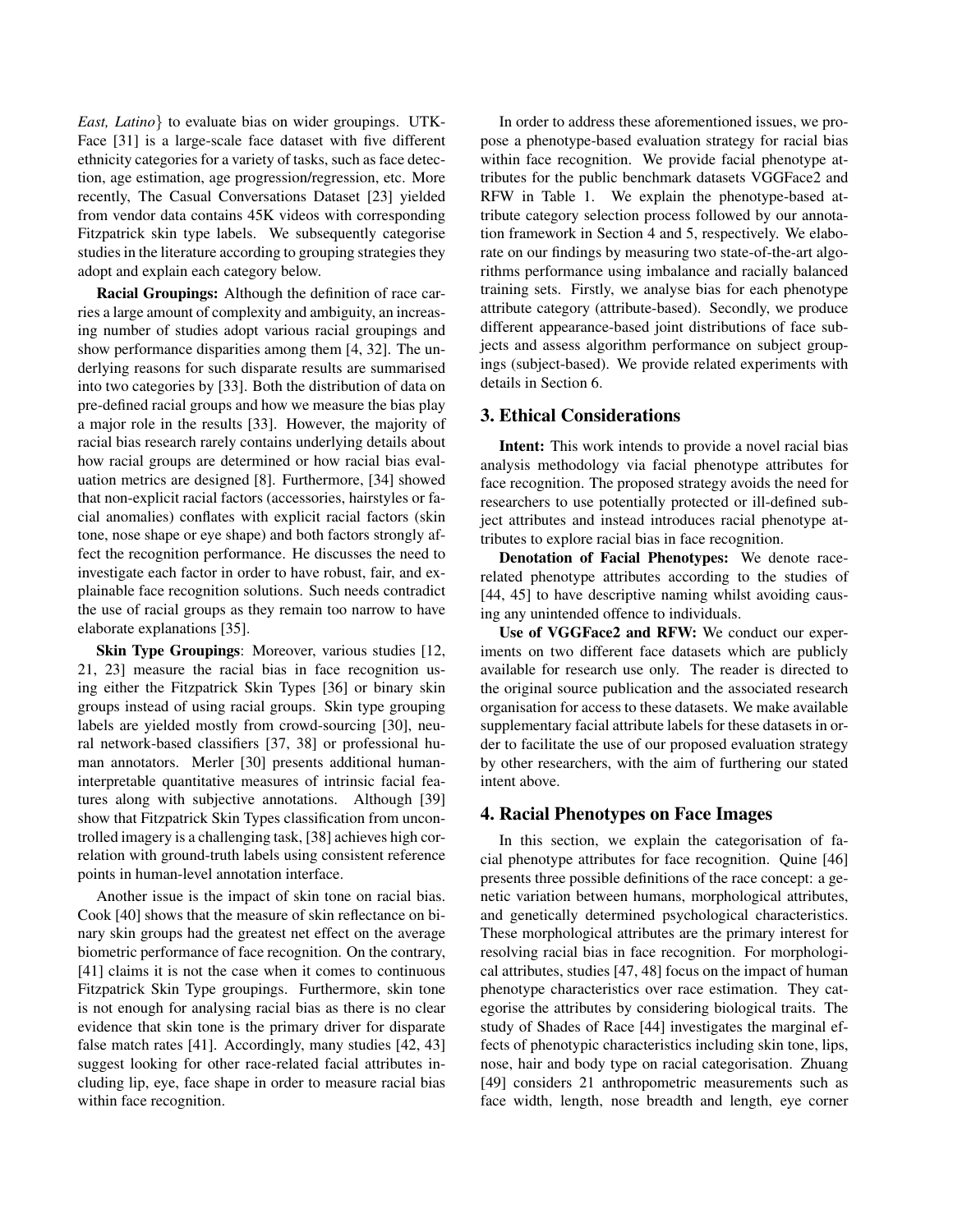*East, Latino*} to evaluate bias on wider groupings. UTK-Face [31] is a large-scale face dataset with five different ethnicity categories for a variety of tasks, such as face detection, age estimation, age progression/regression, etc. More recently, The Casual Conversations Dataset [23] yielded from vendor data contains 45K videos with corresponding Fitzpatrick skin type labels. We subsequently categorise studies in the literature according to grouping strategies they adopt and explain each category below.

**Racial Groupings:** Although the definition of race carries a large amount of complexity and ambiguity, an increasing number of studies adopt various racial groupings and show performance disparities among them [4, 32]. The underlying reasons for such disparate results are summarised into two categories by [33]. Both the distribution of data on pre-defined racial groups and how we measure the bias play a major role in the results [33]. However, the majority of racial bias research rarely contains underlying details about how racial groups are determined or how racial bias evaluation metrics are designed [8]. Furthermore, [34] showed that non-explicit racial factors (accessories, hairstyles or facial anomalies) conflates with explicit racial factors (skin tone, nose shape or eye shape) and both factors strongly affect the recognition performance. He discusses the need to investigate each factor in order to have robust, fair, and explainable face recognition solutions. Such needs contradict the use of racial groups as they remain too narrow to have elaborate explanations [35].

**Skin Type Groupings**: Moreover, various studies [12, 21, 23] measure the racial bias in face recognition using either the Fitzpatrick Skin Types [36] or binary skin groups instead of using racial groups. Skin type grouping labels are yielded mostly from crowd-sourcing [30], neural network-based classifiers [37, 38] or professional human annotators. Merler [30] presents additional human-interpretable quantitative measures of intrinsic facial features along with subjective annotations. Although [39] show that Fitzpatrick Skin Types classification from uncontrolled imagery is a challenging task, [38] achieves high correlation with ground-truth labels using consistent reference points in human-level annotation interface.

Another issue is the impact of skin tone on racial bias. Cook [40] shows that the measure of skin reflectance on binary skin groups had the greatest net effect on the average biometric performance of face recognition. On the contrary, [41] claims it is not the case when it comes to continuous Fitzpatrick Skin Type groupings. Furthermore, skin tone is not enough for analysing racial bias as there is no clear evidence that skin tone is the primary driver for disparate false match rates [41]. Accordingly, many studies [42, 43] suggest looking for other race-related facial attributes including lip, eye, face shape in order to measure racial bias within face recognition.

In order to address these aforementioned issues, we propose a phenotype-based evaluation strategy for racial bias within face recognition. We provide facial phenotype attributes for the public benchmark datasets VGGFace2 and RFW in Table 1. We explain the phenotype-based attribute category selection process followed by our annotation framework in Section 4 and 5, respectively. We elaborate on our findings by measuring two state-of-the-art algorithms performance using imbalance and racially balanced training sets. Firstly, we analyse bias for each phenotype attribute category (attribute-based). Secondly, we produce different appearance-based joint distributions of face subjects and assess algorithm performance on subject groupings (subject-based). We provide related experiments with details in Section 6.

## 3. Ethical Considerations

**Intent:** This work intends to provide a novel racial bias analysis methodology via facial phenotype attributes for face recognition. The proposed strategy avoids the need for researchers to use potentially protected or ill-defined subject attributes and instead introduces racial phenotype attributes to explore racial bias in face recognition.

**Denotation of Facial Phenotypes:** We denote race-related phenotype attributes according to the studies of [44, 45] to have descriptive naming whilst avoiding causing any unintended offence to individuals.

**Use of VGGFace2 and RFW:** We conduct our experiments on two different face datasets which are publicly available for research use only. The reader is directed to the original source publication and the associated research organisation for access to these datasets. We make available supplementary facial attribute labels for these datasets in order to facilitate the use of our proposed evaluation strategy by other researchers, with the aim of furthering our stated intent above.

## 4. Racial Phenotypes on Face Images

In this section, we explain the categorisation of facial phenotype attributes for face recognition. Quine [46] presents three possible definitions of the race concept: a genetic variation between humans, morphological attributes, and genetically determined psychological characteristics. These morphological attributes are the primary interest for resolving racial bias in face recognition. For morphological attributes, studies [47, 48] focus on the impact of human phenotype characteristics over race estimation. They categorise the attributes by considering biological traits. The study of Shades of Race [44] investigates the marginal effects of phenotypic characteristics including skin tone, lips, nose, hair and body type on racial categorisation. Zhuang [49] considers 21 anthropometric measurements such as face width, length, nose breadth and length, eye corner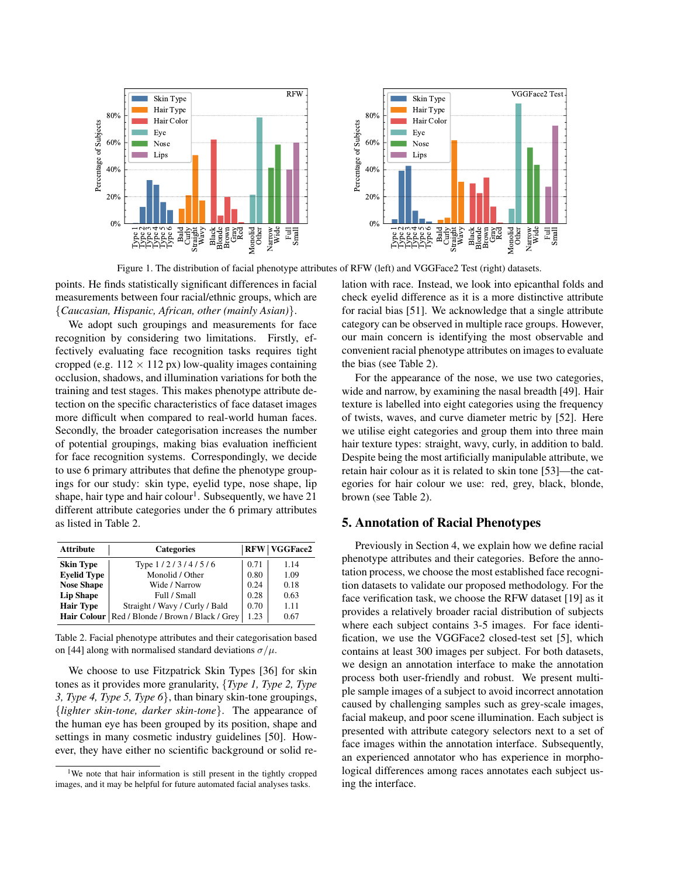Figure 1. The distribution of facial phenotype attributes of RFW (left) and VGGFace2 Test (right) datasets.

points. He finds statistically significant differences in facial measurements between four racial/ethnic groups, which are {*Caucasian, Hispanic, African, other (mainly Asian)*}.

We adopt such groupings and measurements for face recognition by considering two limitations. Firstly, effectively evaluating face recognition tasks requires tight cropped (e.g. $112 \times 112$ px) low-quality images containing occlusion, shadows, and illumination variations for both the training and test stages. This makes phenotype attribute detection on the specific characteristics of face dataset images more difficult when compared to real-world human faces. Secondly, the broader categorisation increases the number of potential groupings, making bias evaluation inefficient for face recognition systems. Correspondingly, we decide to use 6 primary attributes that define the phenotype groupings for our study: skin type, eyelid type, nose shape, lip shape, hair type and hair colour[1]. Subsequently, we have 21 different attribute categories under the 6 primary attributes as listed in Table 2.

| Attribute | Categories | RFW | VGGFace2 |
|---|---|---|---|
| **Skin Type** | Type 1 / 2 / 3 / 4 / 5 / 6 | 0.71 | 1.14 |
| **Eyelid Type** | Monolid / Other | 0.80 | 1.09 |
| **Nose Shape** | Wide / Narrow | 0.24 | 0.18 |
| **Lip Shape** | Full / Small | 0.28 | 0.63 |
| **Hair Type** | Straight / Wavy / Curly / Bald | 0.70 | 1.11 |
| **Hair Colour** | Red / Blonde / Brown / Black / Grey | 1.23 | 0.67 |

Table 2. Facial phenotype attributes and their categorisation based on [44] along with normalised standard deviations $\sigma/\mu$.

We choose to use Fitzpatrick Skin Types [36] for skin tones as it provides more granularity, {*Type 1, Type 2, Type 3, Type 4, Type 5, Type 6*}, than binary skin-tone groupings, {*lighter skin-tone, darker skin-tone*}. The appearance of the human eye has been grouped by its position, shape and settings in many cosmetic industry guidelines [50]. However, they have either no scientific background or solid relation with race. Instead, we look into epicanthal folds and check eyelid difference as it is a more distinctive attribute for racial bias [51]. We acknowledge that a single attribute category can be observed in multiple race groups. However, our main concern is identifying the most observable and convenient racial phenotype attributes on images to evaluate the bias (see Table 2).

For the appearance of the nose, we use two categories, wide and narrow, by examining the nasal breadth [49]. Hair texture is labelled into eight categories using the frequency of twists, waves, and curve diameter metric by [52]. Here we utilise eight categories and group them into three main hair texture types: straight, wavy, curly, in addition to bald. Despite being the most artificially manipulable attribute, we retain hair colour as it is related to skin tone [53]—the categories for hair colour we use: red, grey, black, blonde, brown (see Table 2).

[1] We note that hair information is still present in the tightly cropped images, and it may be helpful for future automated facial analyses tasks.

## 5. Annotation of Racial Phenotypes

Previously in Section 4, we explain how we define racial phenotype attributes and their categories. Before the annotation process, we choose the most established face recognition datasets to validate our proposed methodology. For the face verification task, we choose the RFW dataset [19] as it provides a relatively broader racial distribution of subjects where each subject contains 3-5 images. For face identification, we use the VGGFace2 closed-test set [5], which contains at least 300 images per subject. For both datasets, we design an annotation interface to make the annotation process both user-friendly and robust. We present multiple sample images of a subject to avoid incorrect annotation caused by challenging samples such as grey-scale images, facial makeup, and poor scene illumination. Each subject is presented with attribute category selectors next to a set of face images within the annotation interface. Subsequently, an experienced annotator who has experience in morphological differences among races annotates each subject using the interface.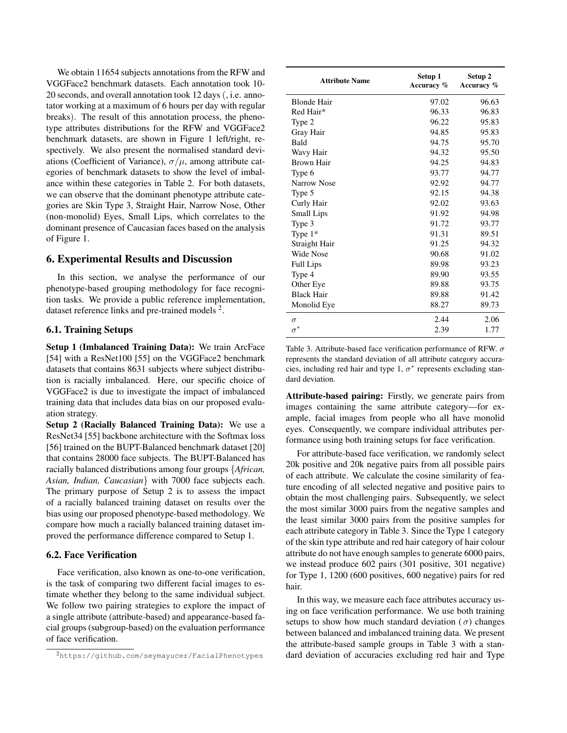We obtain 11654 subjects annotations from the RFW and VGGFace2 benchmark datasets. Each annotation took 10-20 seconds, and overall annotation took 12 days (, i.e. annotator working at a maximum of 6 hours per day with regular breaks). The result of this annotation process, the phenotype attributes distributions for the RFW and VGGFace2 benchmark datasets, are shown in Figure 1 left/right, respectively. We also present the normalised standard deviations (Coefficient of Variance), $\sigma/\mu$, among attribute categories of benchmark datasets to show the level of imbalance within these categories in Table 2. For both datasets, we can observe that the dominant phenotype attribute categories are Skin Type 3, Straight Hair, Narrow Nose, Other (non-monolid) Eyes, Small Lips, which correlates to the dominant presence of Caucasian faces based on the analysis of Figure 1.

## 6. Experimental Results and Discussion

In this section, we analyse the performance of our phenotype-based grouping methodology for face recognition tasks. We provide a public reference implementation, dataset reference links and pre-trained models [2].

### 6.1. Training Setups

**Setup 1 (Imbalanced Training Data):** We train ArcFace [54] with a ResNet100 [55] on the VGGFace2 benchmark datasets that contains 8631 subjects where subject distribution is racially imbalanced. Here, our specific choice of VGGFace2 is due to investigate the impact of imbalanced training data that includes data bias on our proposed evaluation strategy.

**Setup 2 (Racially Balanced Training Data):** We use a ResNet34 [55] backbone architecture with the Softmax loss [56] trained on the BUPT-Balanced benchmark dataset [20] that contains 28000 face subjects. The BUPT-Balanced has racially balanced distributions among four groups {*African, Asian, Indian, Caucasian*} with 7000 face subjects each. The primary purpose of Setup 2 is to assess the impact of a racially balanced training dataset on results over the bias using our proposed phenotype-based methodology. We compare how much a racially balanced training dataset improved the performance difference compared to Setup 1.

### 6.2. Face Verification

Face verification, also known as one-to-one verification, is the task of comparing two different facial images to estimate whether they belong to the same individual subject. We follow two pairing strategies to explore the impact of a single attribute (attribute-based) and appearance-based facial groups (subgroup-based) on the evaluation performance of face verification.

[2] https://github.com/seymayucer/FacialPhenotypes

| Attribute Name | Setup 1 Accuracy % | Setup 2 Accuracy % |
|---|---|---|
| Blonde Hair | 97.02 | 96.63 |
| Red Hair* | 96.33 | 96.83 |
| Type 2 | 96.22 | 95.83 |
| Gray Hair | 94.85 | 95.83 |
| Bald | 94.75 | 95.70 |
| Wavy Hair | 94.32 | 95.50 |
| Brown Hair | 94.25 | 94.83 |
| Type 6 | 93.77 | 94.77 |
| Narrow Nose | 92.92 | 94.77 |
| Type 5 | 92.15 | 94.38 |
| Curly Hair | 92.02 | 93.63 |
| Small Lips | 91.92 | 94.98 |
| Type 3 | 91.72 | 93.77 |
| Type 1* | 91.31 | 89.51 |
| Straight Hair | 91.25 | 94.32 |
| Wide Nose | 90.68 | 91.02 |
| Full Lips | 89.98 | 93.23 |
| Type 4 | 89.90 | 93.55 |
| Other Eye | 89.88 | 93.75 |
| Black Hair | 89.88 | 91.42 |
| Monolid Eye | 88.27 | 89.73 |
| $\sigma$ | 2.44 | 2.06 |
| $\sigma^*$ | 2.39 | 1.77 |

Table 3. Attribute-based face verification performance of RFW. $\sigma$ represents the standard deviation of all attribute category accuracies, including red hair and type 1, $\sigma^*$ represents excluding standard deviation.

**Attribute-based pairing:** Firstly, we generate pairs from images containing the same attribute category—for example, facial images from people who all have monolid eyes. Consequently, we compare individual attributes performance using both training setups for face verification.

For attribute-based face verification, we randomly select 20k positive and 20k negative pairs from all possible pairs of each attribute. We calculate the cosine similarity of feature encoding of all selected negative and positive pairs to obtain the most challenging pairs. Subsequently, we select the most similar 3000 pairs from the negative samples and the least similar 3000 pairs from the positive samples for each attribute category in Table 3. Since the Type 1 category of the skin type attribute and red hair category of hair colour attribute do not have enough samples to generate 6000 pairs, we instead produce 602 pairs (301 positive, 301 negative) for Type 1, 1200 (600 positives, 600 negative) pairs for red hair.

In this way, we measure each face attributes accuracy using on face verification performance. We use both training setups to show how much standard deviation ($\sigma$) changes between balanced and imbalanced training data. We present the attribute-based sample groups in Table 3 with a standard deviation of accuracies excluding red hair and Type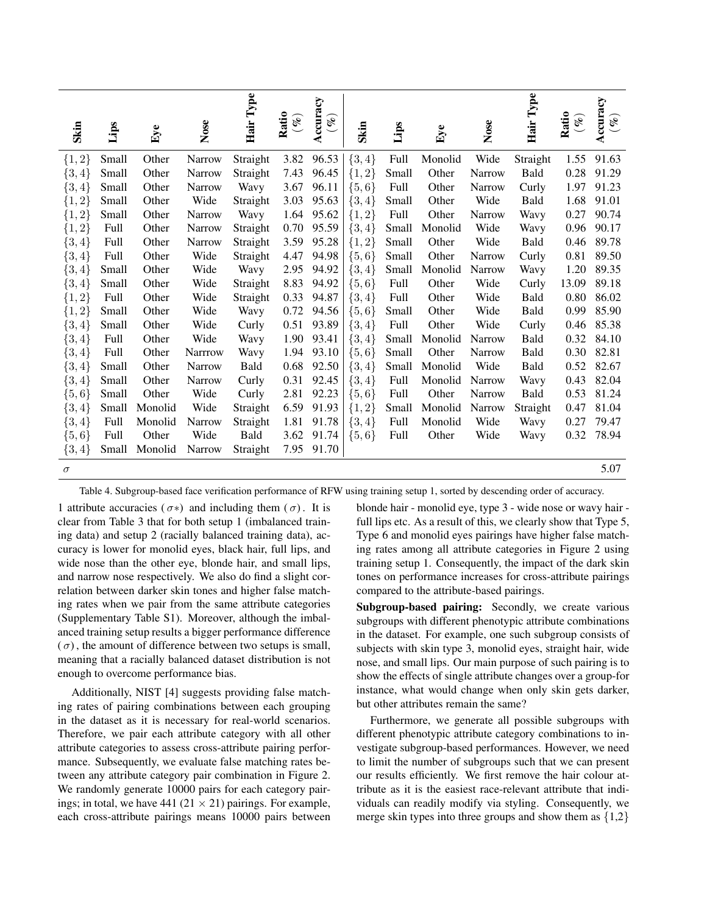| Skin | Lips | Eye | Nose | Hair Type | Ratio (%) | Accuracy (%) | Skin | Lips | Eye | Nose | Hair Type | Ratio (%) | Accuracy (%) |
|---|---|---|---|---|---|---|---|---|---|---|---|---|---|
| $\{1,2\}$ | Small | Other | Narrow | Straight | 3.82 | 96.53 | $\{3,4\}$ | Full | Monolid | Wide | Straight | 1.55 | 91.63 |
| $\{3,4\}$ | Small | Other | Narrow | Straight | 7.43 | 96.45 | $\{1,2\}$ | Small | Other | Narrow | Bald | 0.28 | 91.29 |
| $\{3,4\}$ | Small | Other | Narrow | Wavy | 3.67 | 96.11 | $\{5,6\}$ | Full | Other | Narrow | Curly | 1.97 | 91.23 |
| $\{1,2\}$ | Small | Other | Wide | Straight | 3.03 | 95.63 | $\{3,4\}$ | Small | Other | Wide | Bald | 1.68 | 91.01 |
| $\{1,2\}$ | Small | Other | Narrow | Wavy | 1.64 | 95.62 | $\{1,2\}$ | Full | Other | Narrow | Wavy | 0.27 | 90.74 |
| $\{1,2\}$ | Full | Other | Narrow | Straight | 0.70 | 95.59 | $\{3,4\}$ | Small | Monolid | Wide | Wavy | 0.96 | 90.17 |
| $\{3,4\}$ | Full | Other | Narrow | Straight | 3.59 | 95.28 | $\{1,2\}$ | Small | Other | Wide | Bald | 0.46 | 89.78 |
| $\{3,4\}$ | Full | Other | Wide | Straight | 4.47 | 94.98 | $\{5,6\}$ | Small | Other | Narrow | Curly | 0.81 | 89.50 |
| $\{3,4\}$ | Small | Other | Wide | Wavy | 2.95 | 94.92 | $\{3,4\}$ | Small | Monolid | Narrow | Wavy | 1.20 | 89.35 |
| $\{3,4\}$ | Small | Other | Wide | Straight | 8.83 | 94.92 | $\{5,6\}$ | Full | Other | Wide | Curly | 13.09 | 89.18 |
| $\{1,2\}$ | Full | Other | Wide | Straight | 0.33 | 94.87 | $\{3,4\}$ | Full | Other | Wide | Bald | 0.80 | 86.02 |
| $\{1,2\}$ | Small | Other | Wide | Wavy | 0.72 | 94.56 | $\{5,6\}$ | Small | Other | Wide | Bald | 0.99 | 85.90 |
| $\{3,4\}$ | Small | Other | Wide | Curly | 0.51 | 93.89 | $\{3,4\}$ | Full | Other | Wide | Curly | 0.46 | 85.38 |
| $\{3,4\}$ | Full | Other | Wide | Wavy | 1.90 | 93.41 | $\{3,4\}$ | Small | Monolid | Narrow | Bald | 0.32 | 84.10 |
| $\{3,4\}$ | Full | Other | Narrrow | Wavy | 1.94 | 93.10 | $\{5,6\}$ | Small | Other | Narrow | Bald | 0.30 | 82.81 |
| $\{3,4\}$ | Small | Other | Narrow | Bald | 0.68 | 92.50 | $\{3,4\}$ | Small | Monolid | Wide | Bald | 0.52 | 82.67 |
| $\{3,4\}$ | Small | Other | Narrow | Curly | 0.31 | 92.45 | $\{3,4\}$ | Full | Monolid | Narrow | Wavy | 0.43 | 82.04 |
| $\{5,6\}$ | Small | Other | Wide | Curly | 2.81 | 92.23 | $\{5,6\}$ | Full | Other | Narrow | Bald | 0.53 | 81.24 |
| $\{3,4\}$ | Small | Monolid | Wide | Straight | 6.59 | 91.93 | $\{1,2\}$ | Small | Monolid | Narrow | Straight | 0.47 | 81.04 |
| $\{3,4\}$ | Full | Monolid | Narrow | Straight | 1.81 | 91.78 | $\{3,4\}$ | Full | Monolid | Wide | Wavy | 0.27 | 79.47 |
| $\{5,6\}$ | Full | Other | Wide | Bald | 3.62 | 91.74 | $\{5,6\}$ | Full | Other | Wide | Wavy | 0.32 | 78.94 |
| $\{3,4\}$ | Small | Monolid | Narrow | Straight | 7.95 | 91.70 | | | | | | | |
| $\sigma$ | | | | | | | | | | | | | 5.07 |

Table 4. Subgroup-based face verification performance of RFW using training setup 1, sorted by descending order of accuracy.

1 attribute accuracies ($\sigma*$) and including them ($\sigma$). It is clear from Table 3 that for both setup 1 (imbalanced training data) and setup 2 (racially balanced training data), accuracy is lower for monolid eyes, black hair, full lips, and wide nose than the other eye, blonde hair, and small lips, and narrow nose respectively. We also do find a slight correlation between darker skin tones and higher false matching rates when we pair from the same attribute categories (Supplementary Table S1). Moreover, although the imbalanced training setup results a bigger performance difference ($\sigma$), the amount of difference between two setups is small, meaning that a racially balanced dataset distribution is not enough to overcome performance bias.

Additionally, NIST [4] suggests providing false matching rates of pairing combinations between each grouping in the dataset as it is necessary for real-world scenarios. Therefore, we pair each attribute category with all other attribute categories to assess cross-attribute pairing performance. Subsequently, we evaluate false matching rates between any attribute category pair combination in Figure 2. We randomly generate 10000 pairs for each category pairings; in total, we have 441 ($21 \times 21$) pairings. For example, each cross-attribute pairings means 10000 pairs between blonde hair - monolid eye, type 3 - wide nose or wavy hair - full lips etc. As a result of this, we clearly show that Type 5, Type 6 and monolid eyes pairings have higher false matching rates among all attribute categories in Figure 2 using training setup 1. Consequently, the impact of the dark skin tones on performance increases for cross-attribute pairings compared to the attribute-based pairings.

**Subgroup-based pairing:** Secondly, we create various subgroups with different phenotypic attribute combinations in the dataset. For example, one such subgroup consists of subjects with skin type 3, monolid eyes, straight hair, wide nose, and small lips. Our main purpose of such pairing is to show the effects of single attribute changes over a group-for instance, what would change when only skin gets darker, but other attributes remain the same?

Furthermore, we generate all possible subgroups with different phenotypic attribute category combinations to investigate subgroup-based performances. However, we need to limit the number of subgroups such that we can present our results efficiently. We first remove the hair colour attribute as it is the easiest race-relevant attribute that individuals can readily modify via styling. Consequently, we merge skin types into three groups and show them as $\{1,2\}$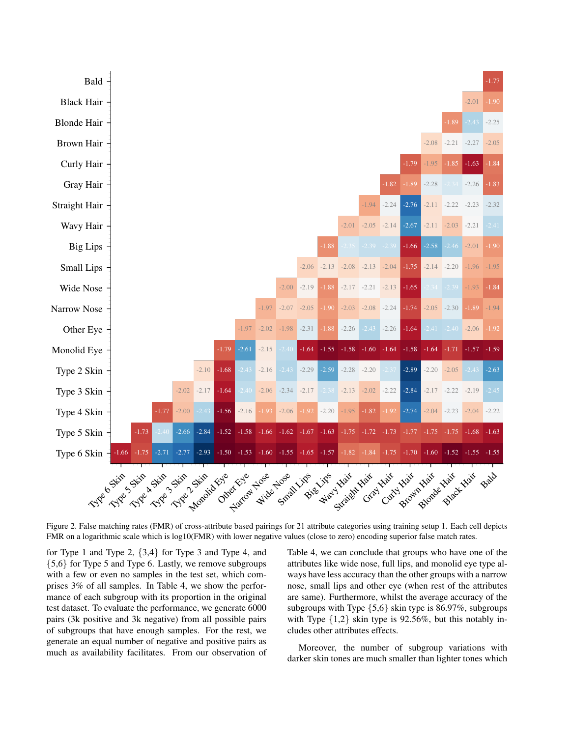| | Type 6 Skin | Type 5 Skin | Type 4 Skin | Type 3 Skin | Type 2 Skin | Monolid Eye | Other Eye | Narrow Nose | Wide Nose | Small Lips | Big Lips | Wavy Hair | Straight Hair | Gray Hair | Curly Hair | Brown Hair | Blonde Hair | Black Hair | Bald |
|---|---|---|---|---|---|---|---|---|---|---|---|---|---|---|---|---|---|---|---|
| Bald | | | | | | | | | | | | | | | | | | | -1.77 |
| Black Hair | | | | | | | | | | | | | | | | | | -2.01 | -1.90 |
| Blonde Hair | | | | | | | | | | | | | | | | | -1.89 | -2.43 | -2.25 |
| Brown Hair | | | | | | | | | | | | | | | | -2.08 | -2.21 | -2.27 | -2.05 |
| Curly Hair | | | | | | | | | | | | | | | -1.79 | -1.95 | -1.85 | -1.63 | -1.84 |
| Gray Hair | | | | | | | | | | | | | | -1.82 | -1.89 | -2.28 | -2.34 | -2.26 | -1.83 |
| Straight Hair | | | | | | | | | | | | | -1.94 | -2.24 | -2.76 | -2.11 | -2.22 | -2.23 | -2.32 |
| Wavy Hair | | | | | | | | | | | | -2.01 | -2.05 | -2.14 | -2.67 | -2.11 | -2.03 | -2.21 | -2.41 |
| Big Lips | | | | | | | | | | | -1.88 | -2.35 | -2.39 | -2.39 | -1.66 | -2.58 | -2.46 | -2.01 | -1.90 |
| Small Lips | | | | | | | | | | -2.06 | -2.13 | -2.08 | -2.13 | -2.04 | -1.75 | -2.14 | -2.20 | -1.96 | -1.95 |
| Wide Nose | | | | | | | | | -2.00 | -2.19 | -1.88 | -2.17 | -2.21 | -2.13 | -1.65 | -2.34 | -2.39 | -1.93 | -1.84 |
| Narrow Nose | | | | | | | | -1.97 | -2.07 | -2.05 | -1.90 | -2.03 | -2.08 | -2.24 | -1.74 | -2.05 | -2.30 | -1.89 | -1.94 |
| Other Eye | | | | | | | -1.97 | -2.02 | -1.98 | -2.31 | -1.88 | -2.26 | -2.43 | -2.26 | -1.64 | -2.41 | -2.40 | -2.06 | -1.92 |
| Monolid Eye | | | | | | -1.79 | -2.61 | -2.15 | -2.40 | -1.64 | -1.55 | -1.58 | -1.60 | -1.64 | -1.58 | -1.64 | -1.71 | -1.57 | -1.59 |
| Type 2 Skin | | | | | -2.10 | -1.68 | -2.43 | -2.16 | -2.43 | -2.29 | -2.59 | -2.28 | -2.20 | -2.37 | -2.89 | -2.20 | -2.05 | -2.43 | -2.63 |
| Type 3 Skin | | | | -2.02 | -2.17 | -1.64 | -2.40 | -2.06 | -2.34 | -2.17 | -2.38 | -2.13 | -2.02 | -2.22 | -2.84 | -2.17 | -2.22 | -2.19 | -2.45 |
| Type 4 Skin | | | -1.77 | -2.00 | -2.43 | -1.56 | -2.16 | -1.93 | -2.06 | -1.92 | -2.20 | -1.95 | -1.82 | -1.92 | -2.74 | -2.04 | -2.23 | -2.04 | -2.22 |
| Type 5 Skin | | -1.73 | -2.40 | -2.66 | -2.84 | -1.52 | -1.58 | -1.66 | -1.62 | -1.67 | -1.63 | -1.75 | -1.72 | -1.73 | -1.77 | -1.75 | -1.75 | -1.68 | -1.63 |
| Type 6 Skin | -1.66 | -1.75 | -2.71 | -2.77 | -2.93 | -1.50 | -1.53 | -1.60 | -1.55 | -1.65 | -1.57 | -1.82 | -1.84 | -1.75 | -1.70 | -1.60 | -1.52 | -1.55 | -1.55 |

Figure 2. False matching rates (FMR) of cross-attribute based pairings for 21 attribute categories using training setup 1. Each cell depicts FMR on a logarithmic scale which is log10(FMR) with lower negative values (close to zero) encoding superior false match rates.

for Type 1 and Type 2, {3,4} for Type 3 and Type 4, and {5,6} for Type 5 and Type 6. Lastly, we remove subgroups with a few or even no samples in the test set, which comprises 3% of all samples. In Table 4, we show the performance of each subgroup with its proportion in the original test dataset. To evaluate the performance, we generate 6000 pairs (3k positive and 3k negative) from all possible pairs of subgroups that have enough samples. For the rest, we generate an equal number of negative and positive pairs as much as availability facilitates. From our observation of Table 4, we can conclude that groups who have one of the attributes like wide nose, full lips, and monolid eye type always have less accuracy than the other groups with a narrow nose, small lips and other eye (when rest of the attributes are same). Furthermore, whilst the average accuracy of the subgroups with Type {5,6} skin type is 86.97%, subgroups with Type {1,2} skin type is 92.56%, but this notably includes other attributes effects.

Moreover, the number of subgroup variations with darker skin tones are much smaller than lighter tones which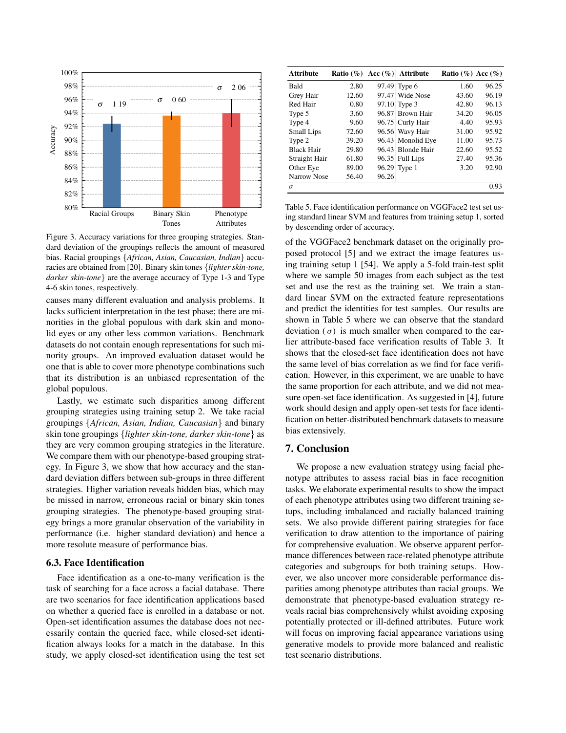Figure 3. Accuracy variations for three grouping strategies. Standard deviation of the groupings reflects the amount of measured bias. Racial groupings {*African, Asian, Caucasian, Indian*} accuracies are obtained from [20]. Binary skin tones {*lighter skin-tone, darker skin-tone*} are the average accuracy of Type 1-3 and Type 4-6 skin tones, respectively.

causes many different evaluation and analysis problems. It lacks sufficient interpretation in the test phase; there are minorities in the global populous with dark skin and monolid eyes or any other less common variations. Benchmark datasets do not contain enough representations for such minority groups. An improved evaluation dataset would be one that is able to cover more phenotype combinations such that its distribution is an unbiased representation of the global populous.

Lastly, we estimate such disparities among different grouping strategies using training setup 2. We take racial groupings {*African, Asian, Indian, Caucasian*} and binary skin tone groupings {*lighter skin-tone, darker skin-tone*} as they are very common grouping strategies in the literature. We compare them with our phenotype-based grouping strategy. In Figure 3, we show that how accuracy and the standard deviation differs between sub-groups in three different strategies. Higher variation reveals hidden bias, which may be missed in narrow, erroneous racial or binary skin tones grouping strategies. The phenotype-based grouping strategy brings a more granular observation of the variability in performance (i.e. higher standard deviation) and hence a more resolute measure of performance bias.

### 6.3. Face Identification

Face identification as a one-to-many verification is the task of searching for a face across a facial database. There are two scenarios for face identification applications based on whether a queried face is enrolled in a database or not. Open-set identification assumes the database does not necessarily contain the queried face, while closed-set identification always looks for a match in the database. In this study, we apply closed-set identification using the test set of the VGGFace2 benchmark dataset on the originally proposed protocol [5] and we extract the image features using training setup 1 [54]. We apply a 5-fold train-test split where we sample 50 images from each subject as the test set and use the rest as the training set. We train a standard linear SVM on the extracted feature representations and predict the identities for test samples. Our results are shown in Table 5 where we can observe that the standard deviation ($\sigma$) is much smaller when compared to the earlier attribute-based face verification results of Table 3. It shows that the closed-set face identification does not have the same level of bias correlation as we find for face verification. However, in this experiment, we are unable to have the same proportion for each attribute, and we did not measure open-set face identification. As suggested in [4], future work should design and apply open-set tests for face identification on better-distributed benchmark datasets to measure bias extensively.

| Attribute | Ratio (%) | Acc (%) | Attribute | Ratio (%) | Acc (%) |
|---|---|---|---|---|---|
| Bald | 2.80 | 97.49 | Type 6 | 1.60 | 96.25 |
| Grey Hair | 12.60 | 97.47 | Wide Nose | 43.60 | 96.19 |
| Red Hair | 0.80 | 97.10 | Type 3 | 42.80 | 96.13 |
| Type 5 | 3.60 | 96.87 | Brown Hair | 34.20 | 96.05 |
| Type 4 | 9.60 | 96.75 | Curly Hair | 4.40 | 95.93 |
| Small Lips | 72.60 | 96.56 | Wavy Hair | 31.00 | 95.92 |
| Type 2 | 39.20 | 96.43 | Monolid Eye | 11.00 | 95.73 |
| Black Hair | 29.80 | 96.43 | Blonde Hair | 22.60 | 95.52 |
| Straight Hair | 61.80 | 96.35 | Full Lips | 27.40 | 95.36 |
| Other Eye | 89.00 | 96.29 | Type 1 | 3.20 | 92.90 |
| Narrow Nose | 56.40 | 96.26 | | | |
| $\sigma$ | | | | | 0.93 |

Table 5. Face identification performance on VGGFace2 test set using standard linear SVM and features from training setup 1, sorted by descending order of accuracy.

## 7. Conclusion

We propose a new evaluation strategy using facial phenotype attributes to assess racial bias in face recognition tasks. We elaborate experimental results to show the impact of each phenotype attributes using two different training setups, including imbalanced and racially balanced training sets. We also provide different pairing strategies for face verification to draw attention to the importance of pairing for comprehensive evaluation. We observe apparent performance differences between race-related phenotype attribute categories and subgroups for both training setups. However, we also uncover more considerable performance disparities among phenotype attributes than racial groups. We demonstrate that phenotype-based evaluation strategy reveals racial bias comprehensively whilst avoiding exposing potentially protected or ill-defined attributes. Future work will focus on improving facial appearance variations using generative models to provide more balanced and realistic test scenario distributions.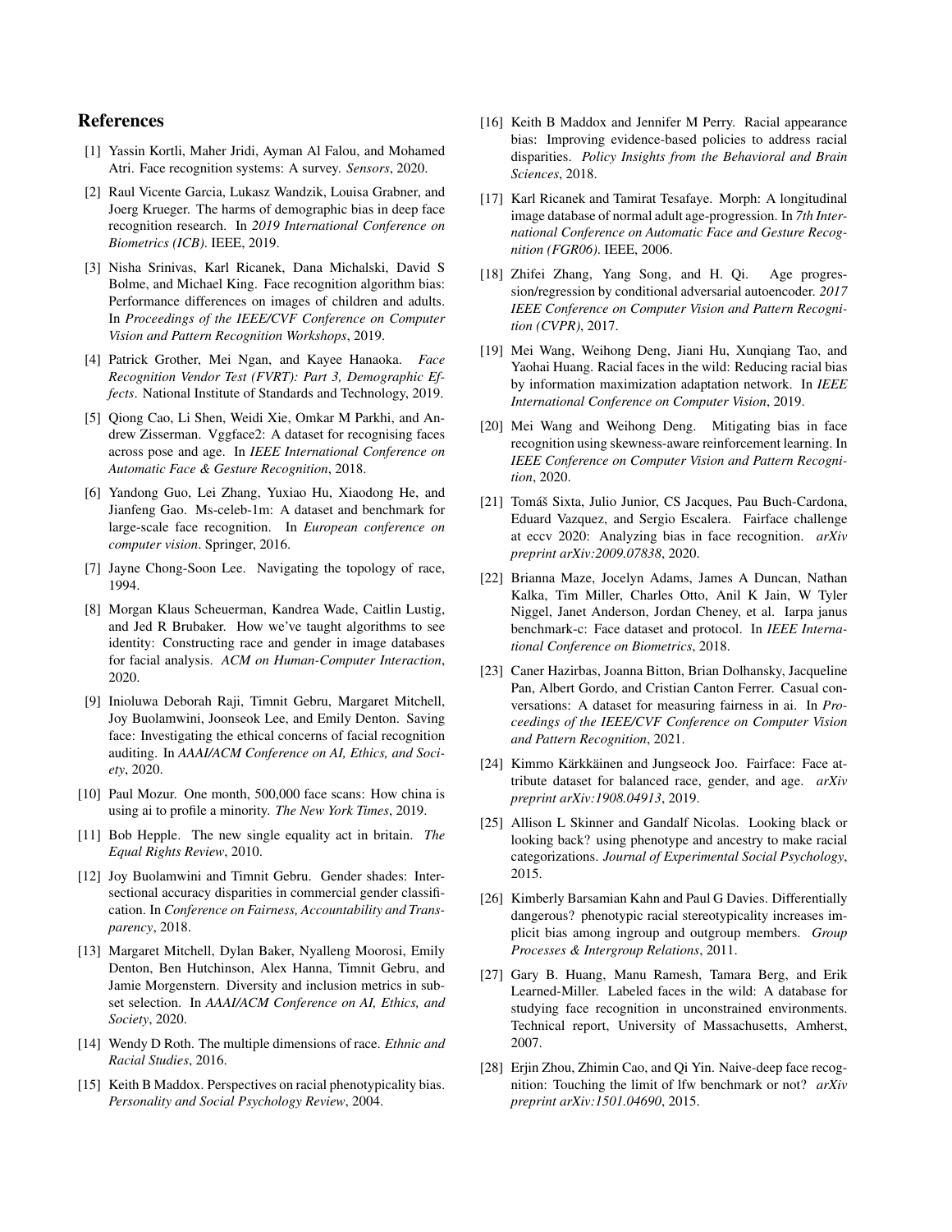## References

[1] Yassin Kortli, Maher Jridi, Ayman Al Falou, and Mohamed Atri. Face recognition systems: A survey. *Sensors*, 2020.

[2] Raul Vicente Garcia, Lukasz Wandzik, Louisa Grabner, and Joerg Krueger. The harms of demographic bias in deep face recognition research. In *2019 International Conference on Biometrics (ICB)*. IEEE, 2019.

[3] Nisha Srinivas, Karl Ricanek, Dana Michalski, David S Bolme, and Michael King. Face recognition algorithm bias: Performance differences on images of children and adults. In *Proceedings of the IEEE/CVF Conference on Computer Vision and Pattern Recognition Workshops*, 2019.

[4] Patrick Grother, Mei Ngan, and Kayee Hanaoka. *Face Recognition Vendor Test (FVRT): Part 3, Demographic Effects*. National Institute of Standards and Technology, 2019.

[5] Qiong Cao, Li Shen, Weidi Xie, Omkar M Parkhi, and Andrew Zisserman. Vggface2: A dataset for recognising faces across pose and age. In *IEEE International Conference on Automatic Face & Gesture Recognition*, 2018.

[6] Yandong Guo, Lei Zhang, Yuxiao Hu, Xiaodong He, and Jianfeng Gao. Ms-celeb-1m: A dataset and benchmark for large-scale face recognition. In *European conference on computer vision*. Springer, 2016.

[7] Jayne Chong-Soon Lee. Navigating the topology of race, 1994.

[8] Morgan Klaus Scheuerman, Kandrea Wade, Caitlin Lustig, and Jed R Brubaker. How we've taught algorithms to see identity: Constructing race and gender in image databases for facial analysis. *ACM on Human-Computer Interaction*, 2020.

[9] Inioluwa Deborah Raji, Timnit Gebru, Margaret Mitchell, Joy Buolamwini, Joonseok Lee, and Emily Denton. Saving face: Investigating the ethical concerns of facial recognition auditing. In *AAAI/ACM Conference on AI, Ethics, and Society*, 2020.

[10] Paul Mozur. One month, 500,000 face scans: How china is using ai to profile a minority. *The New York Times*, 2019.

[11] Bob Hepple. The new single equality act in britain. *The Equal Rights Review*, 2010.

[12] Joy Buolamwini and Timnit Gebru. Gender shades: Intersectional accuracy disparities in commercial gender classification. In *Conference on Fairness, Accountability and Transparency*, 2018.

[13] Margaret Mitchell, Dylan Baker, Nyalleng Moorosi, Emily Denton, Ben Hutchinson, Alex Hanna, Timnit Gebru, and Jamie Morgenstern. Diversity and inclusion metrics in subset selection. In *AAAI/ACM Conference on AI, Ethics, and Society*, 2020.

[14] Wendy D Roth. The multiple dimensions of race. *Ethnic and Racial Studies*, 2016.

[15] Keith B Maddox. Perspectives on racial phenotypicality bias. *Personality and Social Psychology Review*, 2004.

[16] Keith B Maddox and Jennifer M Perry. Racial appearance bias: Improving evidence-based policies to address racial disparities. *Policy Insights from the Behavioral and Brain Sciences*, 2018.

[17] Karl Ricanek and Tamirat Tesafaye. Morph: A longitudinal image database of normal adult age-progression. In *7th International Conference on Automatic Face and Gesture Recognition (FGR06)*. IEEE, 2006.

[18] Zhifei Zhang, Yang Song, and H. Qi. Age progression/regression by conditional adversarial autoencoder. *2017 IEEE Conference on Computer Vision and Pattern Recognition (CVPR)*, 2017.

[19] Mei Wang, Weihong Deng, Jiani Hu, Xunqiang Tao, and Yaohai Huang. Racial faces in the wild: Reducing racial bias by information maximization adaptation network. In *IEEE International Conference on Computer Vision*, 2019.

[20] Mei Wang and Weihong Deng. Mitigating bias in face recognition using skewness-aware reinforcement learning. In *IEEE Conference on Computer Vision and Pattern Recognition*, 2020.

[21] Tomáš Sixta, Julio Junior, CS Jacques, Pau Buch-Cardona, Eduard Vazquez, and Sergio Escalera. Fairface challenge at eccv 2020: Analyzing bias in face recognition. *arXiv preprint arXiv:2009.07838*, 2020.

[22] Brianna Maze, Jocelyn Adams, James A Duncan, Nathan Kalka, Tim Miller, Charles Otto, Anil K Jain, W Tyler Niggel, Janet Anderson, Jordan Cheney, et al. Iarpa janus benchmark-c: Face dataset and protocol. In *IEEE International Conference on Biometrics*, 2018.

[23] Caner Hazirbas, Joanna Bitton, Brian Dolhansky, Jacqueline Pan, Albert Gordo, and Cristian Canton Ferrer. Casual conversations: A dataset for measuring fairness in ai. In *Proceedings of the IEEE/CVF Conference on Computer Vision and Pattern Recognition*, 2021.

[24] Kimmo Kärkkäinen and Jungseock Joo. Fairface: Face attribute dataset for balanced race, gender, and age. *arXiv preprint arXiv:1908.04913*, 2019.

[25] Allison L Skinner and Gandalf Nicolas. Looking black or looking back? using phenotype and ancestry to make racial categorizations. *Journal of Experimental Social Psychology*, 2015.

[26] Kimberly Barsamian Kahn and Paul G Davies. Differentially dangerous? phenotypic racial stereotypicality increases implicit bias among ingroup and outgroup members. *Group Processes & Intergroup Relations*, 2011.

[27] Gary B. Huang, Manu Ramesh, Tamara Berg, and Erik Learned-Miller. Labeled faces in the wild: A database for studying face recognition in unconstrained environments. Technical report, University of Massachusetts, Amherst, 2007.

[28] Erjin Zhou, Zhimin Cao, and Qi Yin. Naive-deep face recognition: Touching the limit of lfw benchmark or not? *arXiv preprint arXiv:1501.04690*, 2015.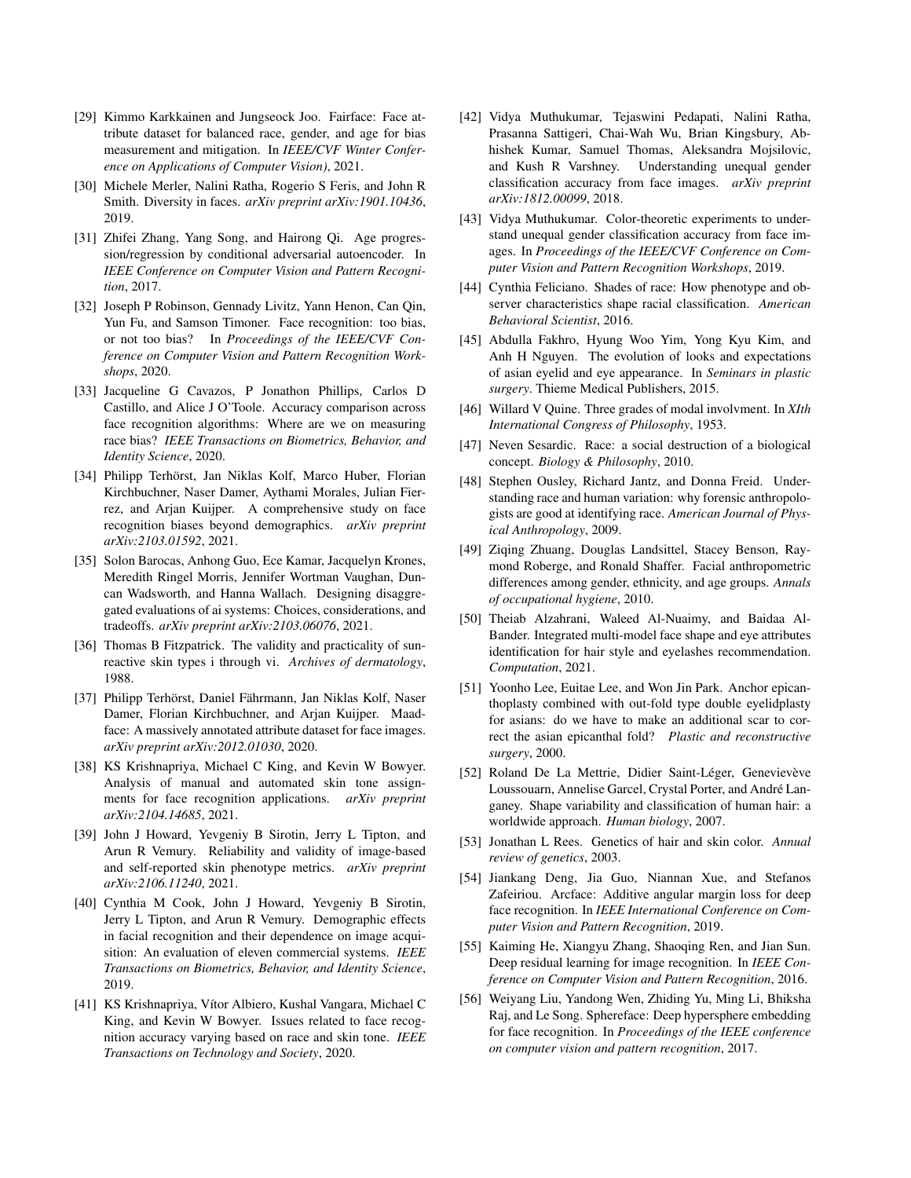[29] Kimmo Karkkainen and Jungseock Joo. Fairface: Face attribute dataset for balanced race, gender, and age for bias measurement and mitigation. In *IEEE/CVF Winter Conference on Applications of Computer Vision)*, 2021.

[30] Michele Merler, Nalini Ratha, Rogerio S Feris, and John R Smith. Diversity in faces. *arXiv preprint arXiv:1901.10436*, 2019.

[31] Zhifei Zhang, Yang Song, and Hairong Qi. Age progression/regression by conditional adversarial autoencoder. In *IEEE Conference on Computer Vision and Pattern Recognition*, 2017.

[32] Joseph P Robinson, Gennady Livitz, Yann Henon, Can Qin, Yun Fu, and Samson Timoner. Face recognition: too bias, or not too bias? In *Proceedings of the IEEE/CVF Conference on Computer Vision and Pattern Recognition Workshops*, 2020.

[33] Jacqueline G Cavazos, P Jonathon Phillips, Carlos D Castillo, and Alice J O'Toole. Accuracy comparison across face recognition algorithms: Where are we on measuring race bias? *IEEE Transactions on Biometrics, Behavior, and Identity Science*, 2020.

[34] Philipp Terhörst, Jan Niklas Kolf, Marco Huber, Florian Kirchbuchner, Naser Damer, Aythami Morales, Julian Fierrez, and Arjan Kuijper. A comprehensive study on face recognition biases beyond demographics. *arXiv preprint arXiv:2103.01592*, 2021.

[35] Solon Barocas, Anhong Guo, Ece Kamar, Jacquelyn Krones, Meredith Ringel Morris, Jennifer Wortman Vaughan, Duncan Wadsworth, and Hanna Wallach. Designing disaggregated evaluations of ai systems: Choices, considerations, and tradeoffs. *arXiv preprint arXiv:2103.06076*, 2021.

[36] Thomas B Fitzpatrick. The validity and practicality of sun-reactive skin types i through vi. *Archives of dermatology*, 1988.

[37] Philipp Terhörst, Daniel Fährmann, Jan Niklas Kolf, Naser Damer, Florian Kirchbuchner, and Arjan Kuijper. Maad-face: A massively annotated attribute dataset for face images. *arXiv preprint arXiv:2012.01030*, 2020.

[38] KS Krishnapriya, Michael C King, and Kevin W Bowyer. Analysis of manual and automated skin tone assignments for face recognition applications. *arXiv preprint arXiv:2104.14685*, 2021.

[39] John J Howard, Yevgeniy B Sirotin, Jerry L Tipton, and Arun R Vemury. Reliability and validity of image-based and self-reported skin phenotype metrics. *arXiv preprint arXiv:2106.11240*, 2021.

[40] Cynthia M Cook, John J Howard, Yevgeniy B Sirotin, Jerry L Tipton, and Arun R Vemury. Demographic effects in facial recognition and their dependence on image acquisition: An evaluation of eleven commercial systems. *IEEE Transactions on Biometrics, Behavior, and Identity Science*, 2019.

[41] KS Krishnapriya, Vítor Albiero, Kushal Vangara, Michael C King, and Kevin W Bowyer. Issues related to face recognition accuracy varying based on race and skin tone. *IEEE Transactions on Technology and Society*, 2020.

[42] Vidya Muthukumar, Tejaswini Pedapati, Nalini Ratha, Prasanna Sattigeri, Chai-Wah Wu, Brian Kingsbury, Abhishek Kumar, Samuel Thomas, Aleksandra Mojsilovic, and Kush R Varshney. Understanding unequal gender classification accuracy from face images. *arXiv preprint arXiv:1812.00099*, 2018.

[43] Vidya Muthukumar. Color-theoretic experiments to understand unequal gender classification accuracy from face images. In *Proceedings of the IEEE/CVF Conference on Computer Vision and Pattern Recognition Workshops*, 2019.

[44] Cynthia Feliciano. Shades of race: How phenotype and observer characteristics shape racial classification. *American Behavioral Scientist*, 2016.

[45] Abdulla Fakhro, Hyung Woo Yim, Yong Kyu Kim, and Anh H Nguyen. The evolution of looks and expectations of asian eyelid and eye appearance. In *Seminars in plastic surgery*. Thieme Medical Publishers, 2015.

[46] Willard V Quine. Three grades of modal involvment. In *XIth International Congress of Philosophy*, 1953.

[47] Neven Sesardic. Race: a social destruction of a biological concept. *Biology & Philosophy*, 2010.

[48] Stephen Ousley, Richard Jantz, and Donna Freid. Understanding race and human variation: why forensic anthropologists are good at identifying race. *American Journal of Physical Anthropology*, 2009.

[49] Ziqing Zhuang, Douglas Landsittel, Stacey Benson, Raymond Roberge, and Ronald Shaffer. Facial anthropometric differences among gender, ethnicity, and age groups. *Annals of occupational hygiene*, 2010.

[50] Theiab Alzahrani, Waleed Al-Nuaimy, and Baidaa Al-Bander. Integrated multi-model face shape and eye attributes identification for hair style and eyelashes recommendation. *Computation*, 2021.

[51] Yoonho Lee, Euitae Lee, and Won Jin Park. Anchor epicanthoplasty combined with out-fold type double eyelidplasty for asians: do we have to make an additional scar to correct the asian epicanthal fold? *Plastic and reconstructive surgery*, 2000.

[52] Roland De La Mettrie, Didier Saint-Léger, Genevievève Loussouarn, Annelise Garcel, Crystal Porter, and André Langaney. Shape variability and classification of human hair: a worldwide approach. *Human biology*, 2007.

[53] Jonathan L Rees. Genetics of hair and skin color. *Annual review of genetics*, 2003.

[54] Jiankang Deng, Jia Guo, Niannan Xue, and Stefanos Zafeiriou. Arcface: Additive angular margin loss for deep face recognition. In *IEEE International Conference on Computer Vision and Pattern Recognition*, 2019.

[55] Kaiming He, Xiangyu Zhang, Shaoqing Ren, and Jian Sun. Deep residual learning for image recognition. In *IEEE Conference on Computer Vision and Pattern Recognition*, 2016.

[56] Weiyang Liu, Yandong Wen, Zhiding Yu, Ming Li, Bhiksha Raj, and Le Song. Sphereface: Deep hypersphere embedding for face recognition. In *Proceedings of the IEEE conference on computer vision and pattern recognition*, 2017.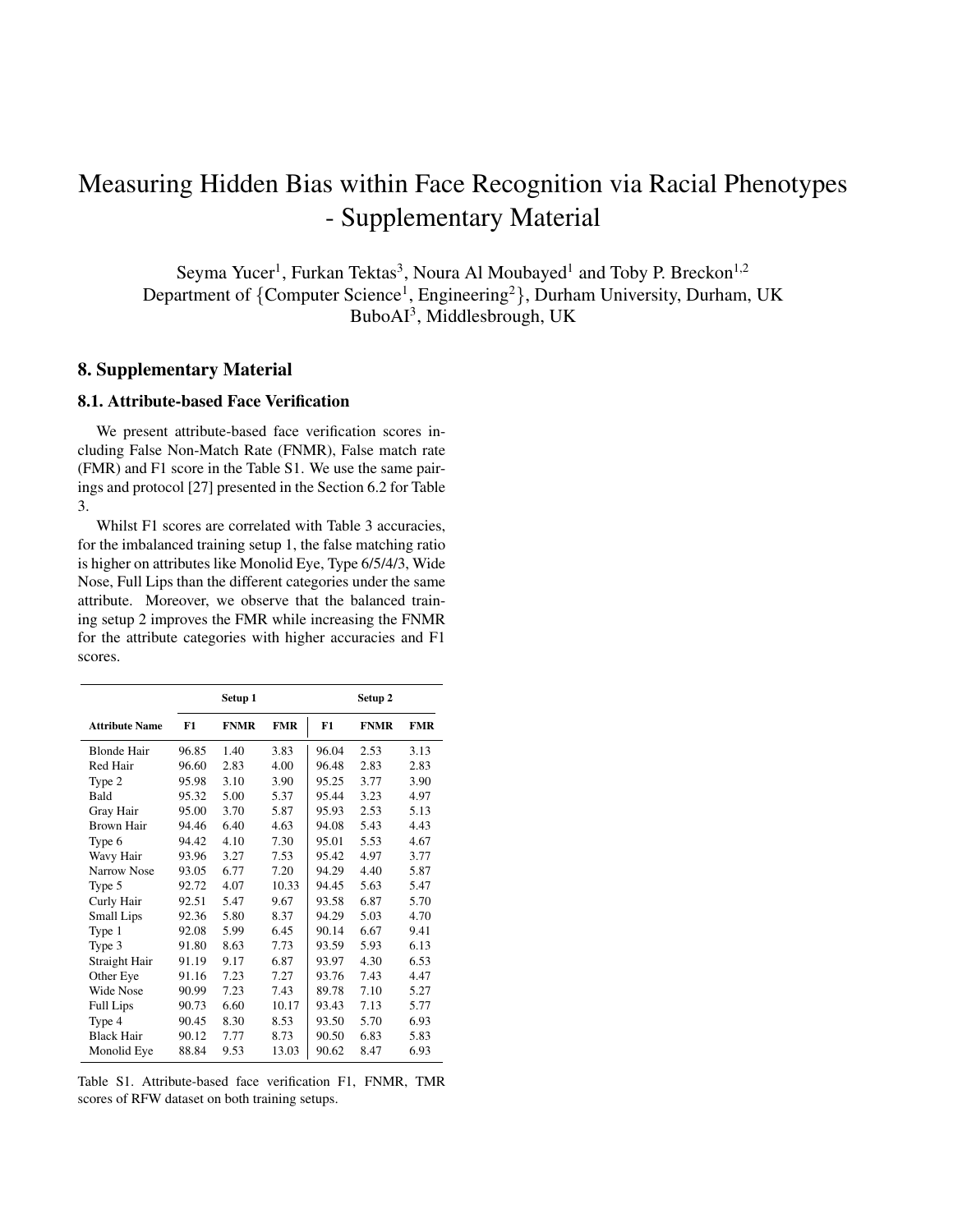# Measuring Hidden Bias within Face Recognition via Racial Phenotypes - Supplementary Material

Seyma Yucer[1], Furkan Tektas[3], Noura Al Moubayed[1] and Toby P. Breckon[1,2]
Department of {Computer Science[1], Engineering[2]}, Durham University, Durham, UK
BuboAI[3], Middlesbrough, UK

## 8. Supplementary Material

### 8.1. Attribute-based Face Verification

We present attribute-based face verification scores including False Non-Match Rate (FNMR), False match rate (FMR) and F1 score in the Table S1. We use the same pairings and protocol [27] presented in the Section 6.2 for Table 3.

Whilst F1 scores are correlated with Table 3 accuracies, for the imbalanced training setup 1, the false matching ratio is higher on attributes like Monolid Eye, Type 6/5/4/3, Wide Nose, Full Lips than the different categories under the same attribute. Moreover, we observe that the balanced training setup 2 improves the FMR while increasing the FNMR for the attribute categories with higher accuracies and F1 scores.

| | Setup 1 | | | Setup 2 | | |
|---|---|---|---|---|---|---|
| **Attribute Name** | **F1** | **FNMR** | **FMR** | **F1** | **FNMR** | **FMR** |
| Blonde Hair | 96.85 | 1.40 | 3.83 | 96.04 | 2.53 | 3.13 |
| Red Hair | 96.60 | 2.83 | 4.00 | 96.48 | 2.83 | 2.83 |
| Type 2 | 95.98 | 3.10 | 3.90 | 95.25 | 3.77 | 3.90 |
| Bald | 95.32 | 5.00 | 5.37 | 95.44 | 3.23 | 4.97 |
| Gray Hair | 95.00 | 3.70 | 5.87 | 95.93 | 2.53 | 5.13 |
| Brown Hair | 94.46 | 6.40 | 4.63 | 94.08 | 5.43 | 4.43 |
| Type 6 | 94.42 | 4.10 | 7.30 | 95.01 | 5.53 | 4.67 |
| Wavy Hair | 93.96 | 3.27 | 7.53 | 95.42 | 4.97 | 3.77 |
| Narrow Nose | 93.05 | 6.77 | 7.20 | 94.29 | 4.40 | 5.87 |
| Type 5 | 92.72 | 4.07 | 10.33 | 94.45 | 5.63 | 5.47 |
| Curly Hair | 92.51 | 5.47 | 9.67 | 93.58 | 6.87 | 5.70 |
| Small Lips | 92.36 | 5.80 | 8.37 | 94.29 | 5.03 | 4.70 |
| Type 1 | 92.08 | 5.99 | 6.45 | 90.14 | 6.67 | 9.41 |
| Type 3 | 91.80 | 8.63 | 7.73 | 93.59 | 5.93 | 6.13 |
| Straight Hair | 91.19 | 9.17 | 6.87 | 93.97 | 4.30 | 6.53 |
| Other Eye | 91.16 | 7.23 | 7.27 | 93.76 | 7.43 | 4.47 |
| Wide Nose | 90.99 | 7.23 | 7.43 | 89.78 | 7.10 | 5.27 |
| Full Lips | 90.73 | 6.60 | 10.17 | 93.43 | 7.13 | 5.77 |
| Type 4 | 90.45 | 8.30 | 8.53 | 93.50 | 5.70 | 6.93 |
| Black Hair | 90.12 | 7.77 | 8.73 | 90.50 | 6.83 | 5.83 |
| Monolid Eye | 88.84 | 9.53 | 13.03 | 90.62 | 8.47 | 6.93 |

Table S1. Attribute-based face verification F1, FNMR, TMR scores of RFW dataset on both training setups.